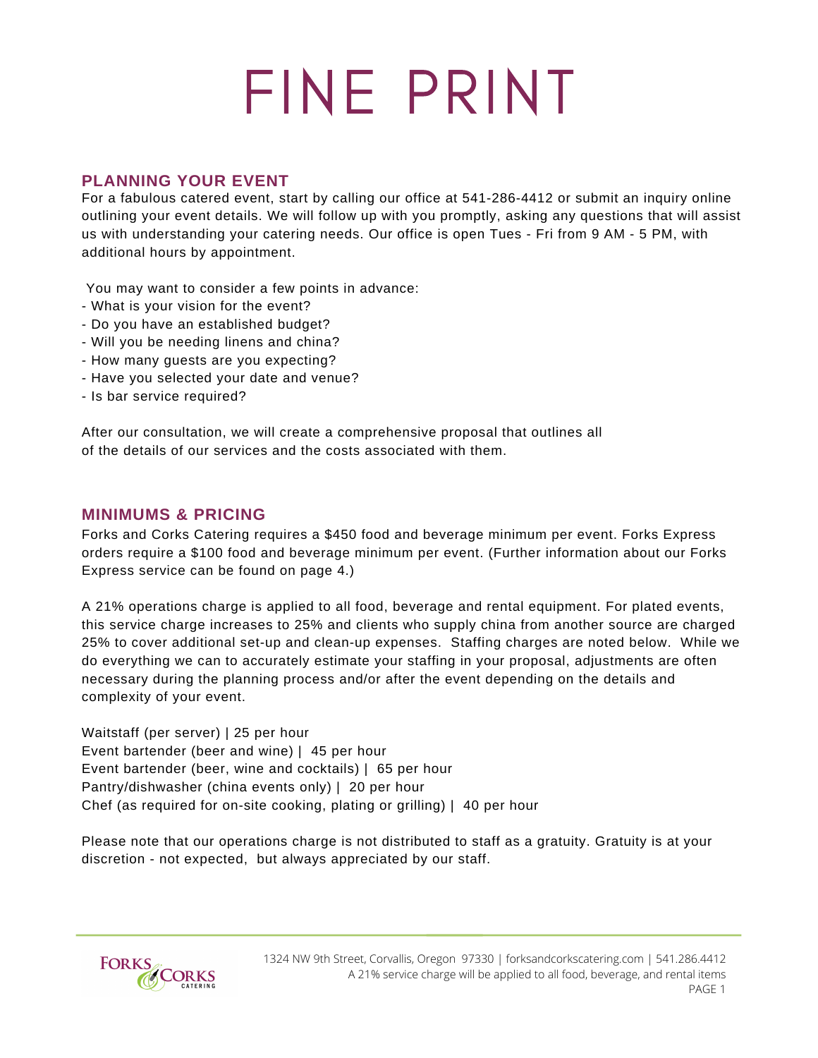# FINE PRINT

## PLANNING YOUR EVENT

For a fabulous catered event, start by calling our office at 541-286-4412 or submit an inquiry online outlining your event details. We will follow up with you promptly, asking any questions that will assist us with understanding your catering needs. Our office is open Tues - Fri from 9 AM - 5 PM, with additional hours by appointment.

You may want to consider a few points in advance:

- What is your vision for the event?
- Do you have an established budget?
- Will you be needing linens and china?
- How many guests are you expecting?
- Have you selected your date and venue?
- Is bar service required?

After our consultation, we will create a comprehensive proposal that outlines all of the details of our services and the costs associated with them.

## MINIMUMS & PRICING

Forks and Corks Catering requires a $450 food and beverage minimum per event. Forks Express orders require a $100 food and beverage minimum per event. (Further information about our Forks Express service can be found on page 4.)

A 21% operations charge is applied to all food, beverage and rental equipment. For plated events, this service charge increases to 25% and clients who supply china from another source are charged 25% to cover additional set-up and clean-up expenses. Staffing charges are noted below. While we do everything we can to accurately estimate your staffing in your proposal, adjustments are often necessary during the planning process and/or after the event depending on the details and complexity of your event.

Waitstaff (per server) | 25 per hour
Event bartender (beer and wine) | 45 per hour
Event bartender (beer, wine and cocktails) | 65 per hour
Pantry/dishwasher (china events only) | 20 per hour
Chef (as required for on-site cooking, plating or grilling) | 40 per hour

Please note that our operations charge is not distributed to staff as a gratuity. Gratuity is at your discretion - not expected, but always appreciated by our staff.

FORKS & CORKS CATERING

1324 NW 9th Street, Corvallis, Oregon 97330 | forksandcorkscatering.com | 541.286.4412
A 21% service charge will be applied to all food, beverage, and rental items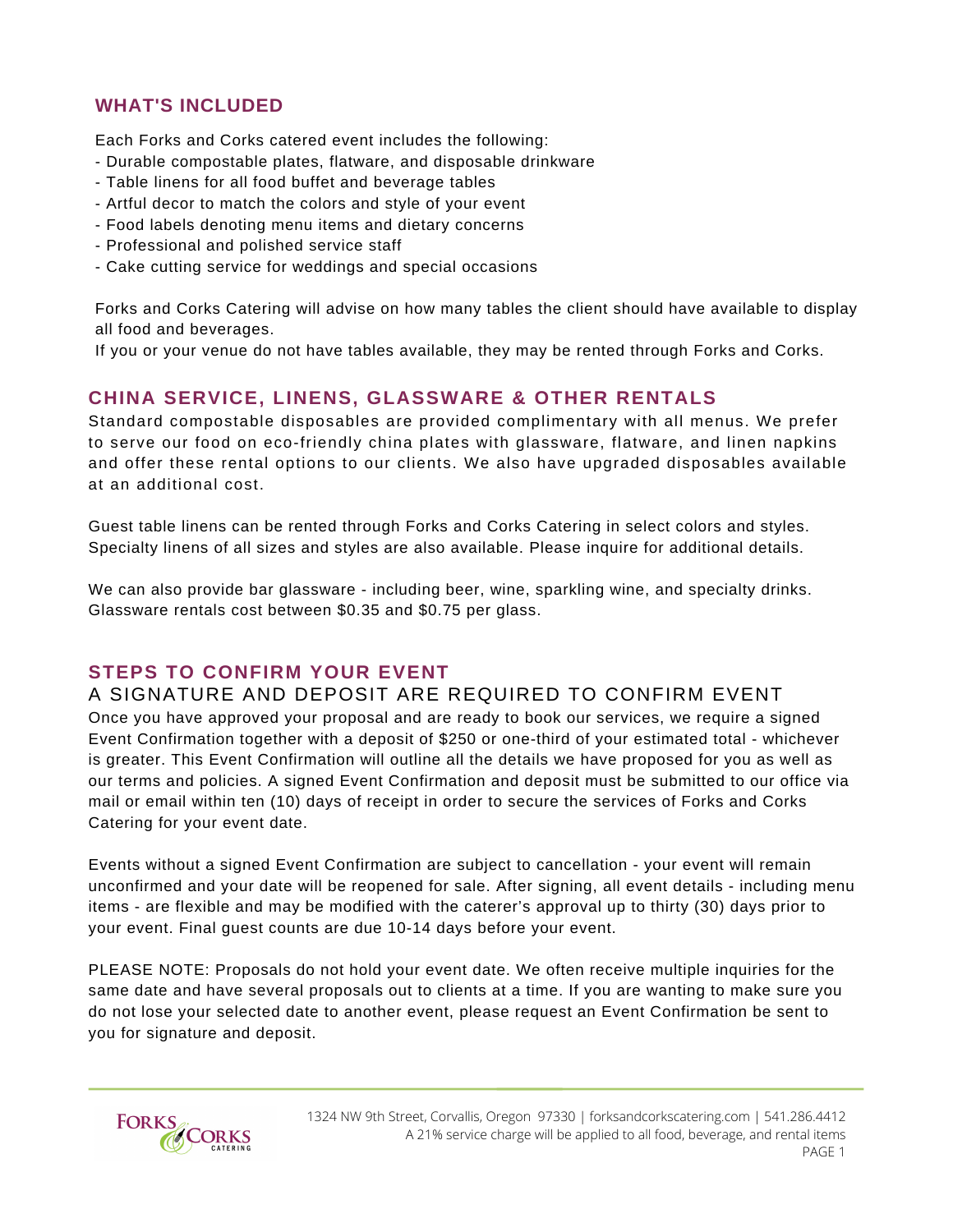## WHAT'S INCLUDED

Each Forks and Corks catered event includes the following:

- Durable compostable plates, flatware, and disposable drinkware
- Table linens for all food buffet and beverage tables
- Artful decor to match the colors and style of your event
- Food labels denoting menu items and dietary concerns
- Professional and polished service staff
- Cake cutting service for weddings and special occasions

Forks and Corks Catering will advise on how many tables the client should have available to display all food and beverages.
If you or your venue do not have tables available, they may be rented through Forks and Corks.

## CHINA SERVICE, LINENS, GLASSWARE & OTHER RENTALS

Standard compostable disposables are provided complimentary with all menus. We prefer to serve our food on eco-friendly china plates with glassware, flatware, and linen napkins and offer these rental options to our clients. We also have upgraded disposables available at an additional cost.

Guest table linens can be rented through Forks and Corks Catering in select colors and styles. Specialty linens of all sizes and styles are also available. Please inquire for additional details.

We can also provide bar glassware - including beer, wine, sparkling wine, and specialty drinks. Glassware rentals cost between $0.35 and $0.75 per glass.

## STEPS TO CONFIRM YOUR EVENT

### A SIGNATURE AND DEPOSIT ARE REQUIRED TO CONFIRM EVENT

Once you have approved your proposal and are ready to book our services, we require a signed Event Confirmation together with a deposit of $250 or one-third of your estimated total - whichever is greater. This Event Confirmation will outline all the details we have proposed for you as well as our terms and policies. A signed Event Confirmation and deposit must be submitted to our office via mail or email within ten (10) days of receipt in order to secure the services of Forks and Corks Catering for your event date.

Events without a signed Event Confirmation are subject to cancellation - your event will remain unconfirmed and your date will be reopened for sale. After signing, all event details - including menu items - are flexible and may be modified with the caterer's approval up to thirty (30) days prior to your event. Final guest counts are due 10-14 days before your event.

PLEASE NOTE: Proposals do not hold your event date. We often receive multiple inquiries for the same date and have several proposals out to clients at a time. If you are wanting to make sure you do not lose your selected date to another event, please request an Event Confirmation be sent to you for signature and deposit.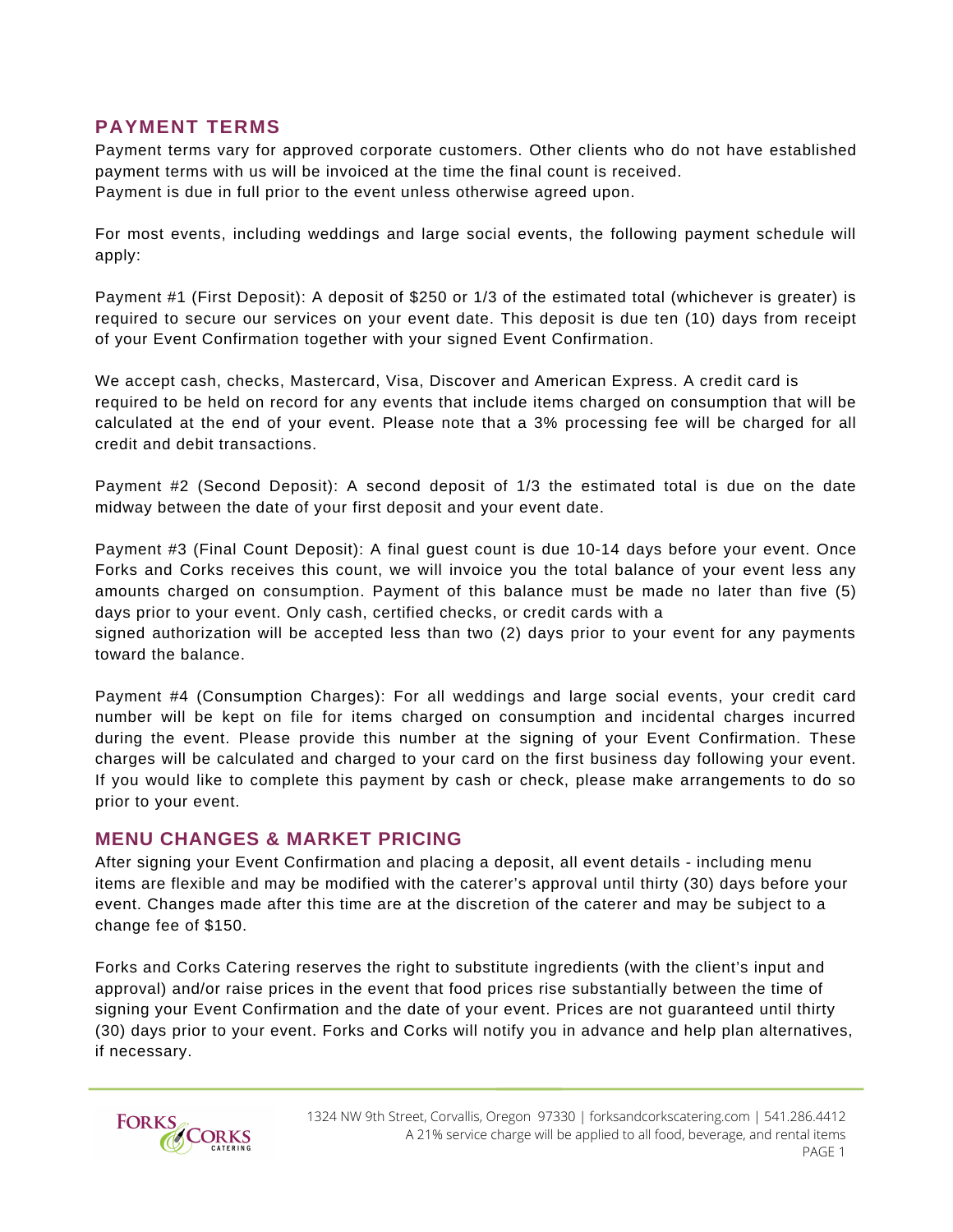## PAYMENT TERMS

Payment terms vary for approved corporate customers. Other clients who do not have established payment terms with us will be invoiced at the time the final count is received.
Payment is due in full prior to the event unless otherwise agreed upon.

For most events, including weddings and large social events, the following payment schedule will apply:

Payment #1 (First Deposit): A deposit of $250 or 1/3 of the estimated total (whichever is greater) is required to secure our services on your event date. This deposit is due ten (10) days from receipt of your Event Confirmation together with your signed Event Confirmation.

We accept cash, checks, Mastercard, Visa, Discover and American Express. A credit card is required to be held on record for any events that include items charged on consumption that will be calculated at the end of your event. Please note that a 3% processing fee will be charged for all credit and debit transactions.

Payment #2 (Second Deposit): A second deposit of 1/3 the estimated total is due on the date midway between the date of your first deposit and your event date.

Payment #3 (Final Count Deposit): A final guest count is due 10-14 days before your event. Once Forks and Corks receives this count, we will invoice you the total balance of your event less any amounts charged on consumption. Payment of this balance must be made no later than five (5) days prior to your event. Only cash, certified checks, or credit cards with a signed authorization will be accepted less than two (2) days prior to your event for any payments toward the balance.

Payment #4 (Consumption Charges): For all weddings and large social events, your credit card number will be kept on file for items charged on consumption and incidental charges incurred during the event. Please provide this number at the signing of your Event Confirmation. These charges will be calculated and charged to your card on the first business day following your event. If you would like to complete this payment by cash or check, please make arrangements to do so prior to your event.

## MENU CHANGES & MARKET PRICING

After signing your Event Confirmation and placing a deposit, all event details - including menu items are flexible and may be modified with the caterer's approval until thirty (30) days before your event. Changes made after this time are at the discretion of the caterer and may be subject to a change fee of $150.

Forks and Corks Catering reserves the right to substitute ingredients (with the client's input and approval) and/or raise prices in the event that food prices rise substantially between the time of signing your Event Confirmation and the date of your event. Prices are not guaranteed until thirty (30) days prior to your event. Forks and Corks will notify you in advance and help plan alternatives, if necessary.

1324 NW 9th Street, Corvallis, Oregon 97330 | forksandcorkscatering.com | 541.286.4412
A 21% service charge will be applied to all food, beverage, and rental items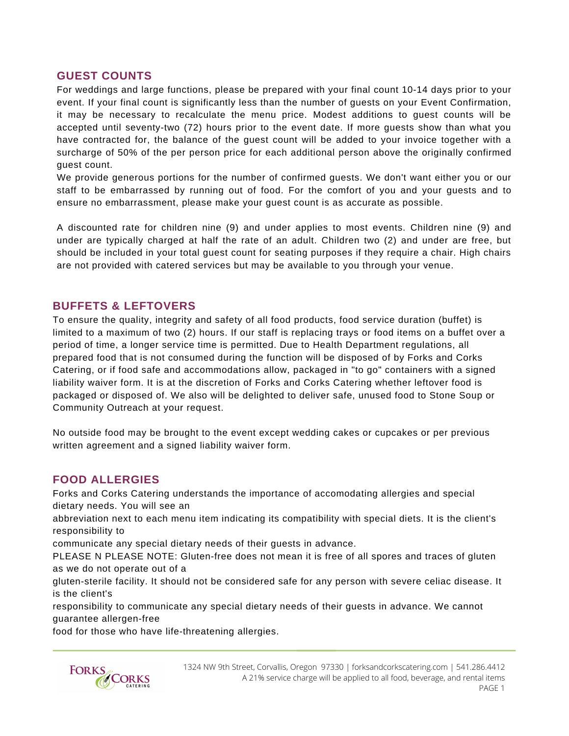## GUEST COUNTS

For weddings and large functions, please be prepared with your final count 10-14 days prior to your event. If your final count is significantly less than the number of guests on your Event Confirmation, it may be necessary to recalculate the menu price. Modest additions to guest counts will be accepted until seventy-two (72) hours prior to the event date. If more guests show than what you have contracted for, the balance of the guest count will be added to your invoice together with a surcharge of 50% of the per person price for each additional person above the originally confirmed guest count.

We provide generous portions for the number of confirmed guests. We don't want either you or our staff to be embarrassed by running out of food. For the comfort of you and your guests and to ensure no embarrassment, please make your guest count is as accurate as possible.

A discounted rate for children nine (9) and under applies to most events. Children nine (9) and under are typically charged at half the rate of an adult. Children two (2) and under are free, but should be included in your total guest count for seating purposes if they require a chair. High chairs are not provided with catered services but may be available to you through your venue.

## BUFFETS & LEFTOVERS

To ensure the quality, integrity and safety of all food products, food service duration (buffet) is limited to a maximum of two (2) hours. If our staff is replacing trays or food items on a buffet over a period of time, a longer service time is permitted. Due to Health Department regulations, all prepared food that is not consumed during the function will be disposed of by Forks and Corks Catering, or if food safe and accommodations allow, packaged in "to go" containers with a signed liability waiver form. It is at the discretion of Forks and Corks Catering whether leftover food is packaged or disposed of. We also will be delighted to deliver safe, unused food to Stone Soup or Community Outreach at your request.

No outside food may be brought to the event except wedding cakes or cupcakes or per previous written agreement and a signed liability waiver form.

## FOOD ALLERGIES

Forks and Corks Catering understands the importance of accomodating allergies and special dietary needs. You will see an abbreviation next to each menu item indicating its compatibility with special diets. It is the client's responsibility to communicate any special dietary needs of their guests in advance.

PLEASE N PLEASE NOTE: Gluten-free does not mean it is free of all spores and traces of gluten as we do not operate out of a gluten-sterile facility. It should not be considered safe for any person with severe celiac disease. It is the client's responsibility to communicate any special dietary needs of their guests in advance. We cannot guarantee allergen-free food for those who have life-threatening allergies.

FORKS & CORKS CATERING

1324 NW 9th Street, Corvallis, Oregon 97330 | forksandcorkscatering.com | 541.286.4412
A 21% service charge will be applied to all food, beverage, and rental items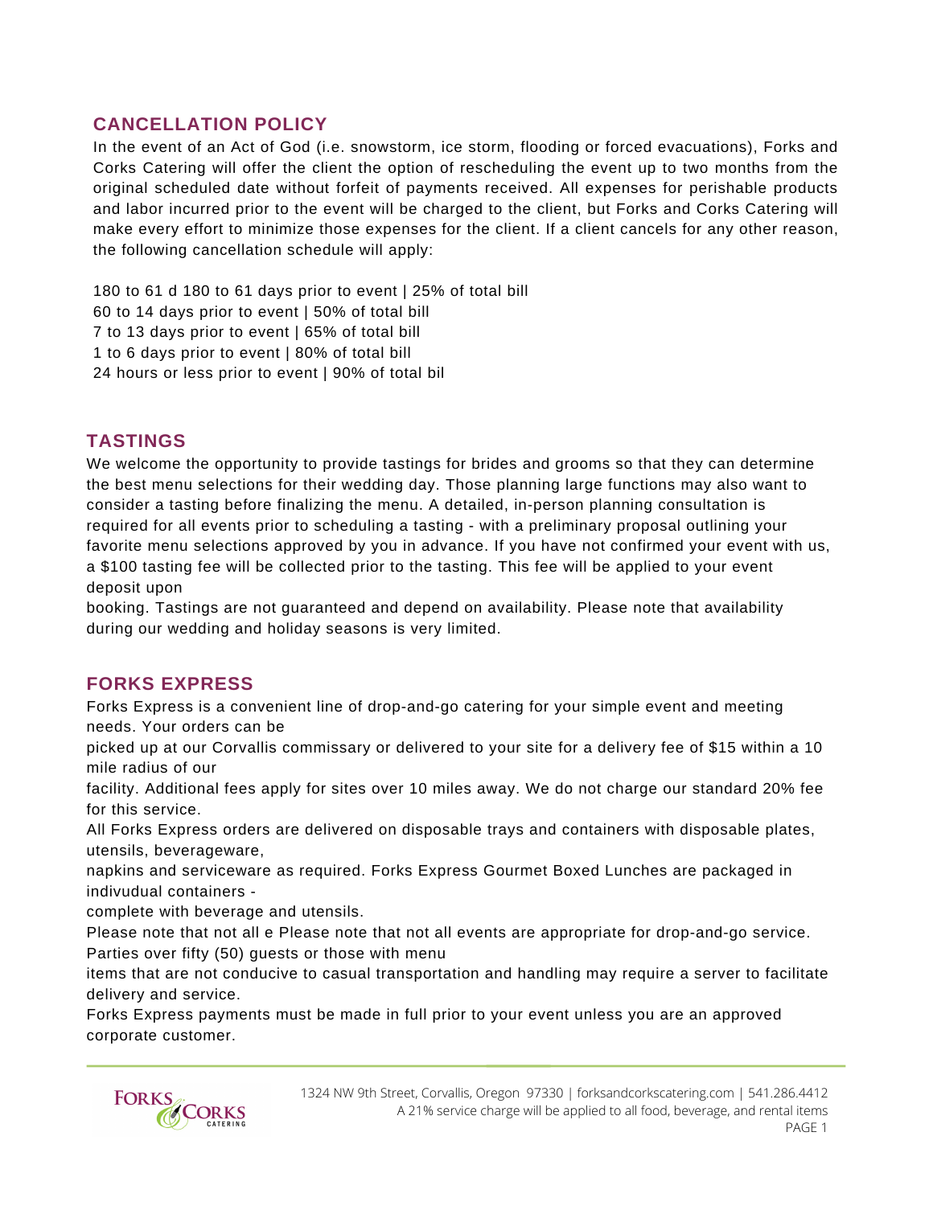## CANCELLATION POLICY

In the event of an Act of God (i.e. snowstorm, ice storm, flooding or forced evacuations), Forks and Corks Catering will offer the client the option of rescheduling the event up to two months from the original scheduled date without forfeit of payments received. All expenses for perishable products and labor incurred prior to the event will be charged to the client, but Forks and Corks Catering will make every effort to minimize those expenses for the client. If a client cancels for any other reason, the following cancellation schedule will apply:

180 to 61 d 180 to 61 days prior to event | 25% of total bill
60 to 14 days prior to event | 50% of total bill
7 to 13 days prior to event | 65% of total bill
1 to 6 days prior to event | 80% of total bill
24 hours or less prior to event | 90% of total bil

## TASTINGS

We welcome the opportunity to provide tastings for brides and grooms so that they can determine the best menu selections for their wedding day. Those planning large functions may also want to consider a tasting before finalizing the menu. A detailed, in-person planning consultation is required for all events prior to scheduling a tasting - with a preliminary proposal outlining your favorite menu selections approved by you in advance. If you have not confirmed your event with us, a $100 tasting fee will be collected prior to the tasting. This fee will be applied to your event deposit upon booking. Tastings are not guaranteed and depend on availability. Please note that availability during our wedding and holiday seasons is very limited.

## FORKS EXPRESS

Forks Express is a convenient line of drop-and-go catering for your simple event and meeting needs. Your orders can be picked up at our Corvallis commissary or delivered to your site for a delivery fee of $15 within a 10 mile radius of our facility. Additional fees apply for sites over 10 miles away. We do not charge our standard 20% fee for this service.

All Forks Express orders are delivered on disposable trays and containers with disposable plates, utensils, beverageware, napkins and serviceware as required. Forks Express Gourmet Boxed Lunches are packaged in indivudual containers - complete with beverage and utensils.

Please note that not all e Please note that not all events are appropriate for drop-and-go service. Parties over fifty (50) guests or those with menu items that are not conducive to casual transportation and handling may require a server to facilitate delivery and service.

Forks Express payments must be made in full prior to your event unless you are an approved corporate customer.

1324 NW 9th Street, Corvallis, Oregon 97330 | forksandcorkscatering.com | 541.286.4412
A 21% service charge will be applied to all food, beverage, and rental items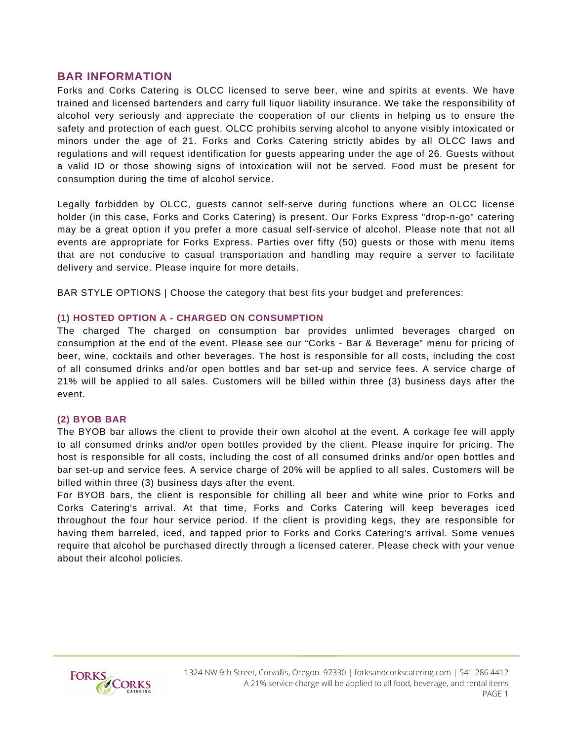## BAR INFORMATION

Forks and Corks Catering is OLCC licensed to serve beer, wine and spirits at events. We have trained and licensed bartenders and carry full liquor liability insurance. We take the responsibility of alcohol very seriously and appreciate the cooperation of our clients in helping us to ensure the safety and protection of each guest. OLCC prohibits serving alcohol to anyone visibly intoxicated or minors under the age of 21. Forks and Corks Catering strictly abides by all OLCC laws and regulations and will request identification for guests appearing under the age of 26. Guests without a valid ID or those showing signs of intoxication will not be served. Food must be present for consumption during the time of alcohol service.

Legally forbidden by OLCC, guests cannot self-serve during functions where an OLCC license holder (in this case, Forks and Corks Catering) is present. Our Forks Express "drop-n-go" catering may be a great option if you prefer a more casual self-service of alcohol. Please note that not all events are appropriate for Forks Express. Parties over fifty (50) guests or those with menu items that are not conducive to casual transportation and handling may require a server to facilitate delivery and service. Please inquire for more details.

BAR STYLE OPTIONS | Choose the category that best fits your budget and preferences:

### (1) HOSTED OPTION A - CHARGED ON CONSUMPTION

The charged The charged on consumption bar provides unlimted beverages charged on consumption at the end of the event. Please see our “Corks - Bar & Beverage" menu for pricing of beer, wine, cocktails and other beverages. The host is responsible for all costs, including the cost of all consumed drinks and/or open bottles and bar set-up and service fees. A service charge of 21% will be applied to all sales. Customers will be billed within three (3) business days after the event.

### (2) BYOB BAR

The BYOB bar allows the client to provide their own alcohol at the event. A corkage fee will apply to all consumed drinks and/or open bottles provided by the client. Please inquire for pricing. The host is responsible for all costs, including the cost of all consumed drinks and/or open bottles and bar set-up and service fees. A service charge of 20% will be applied to all sales. Customers will be billed within three (3) business days after the event.

For BYOB bars, the client is responsible for chilling all beer and white wine prior to Forks and Corks Catering's arrival. At that time, Forks and Corks Catering will keep beverages iced throughout the four hour service period. If the client is providing kegs, they are responsible for having them barreled, iced, and tapped prior to Forks and Corks Catering's arrival. Some venues require that alcohol be purchased directly through a licensed caterer. Please check with your venue about their alcohol policies.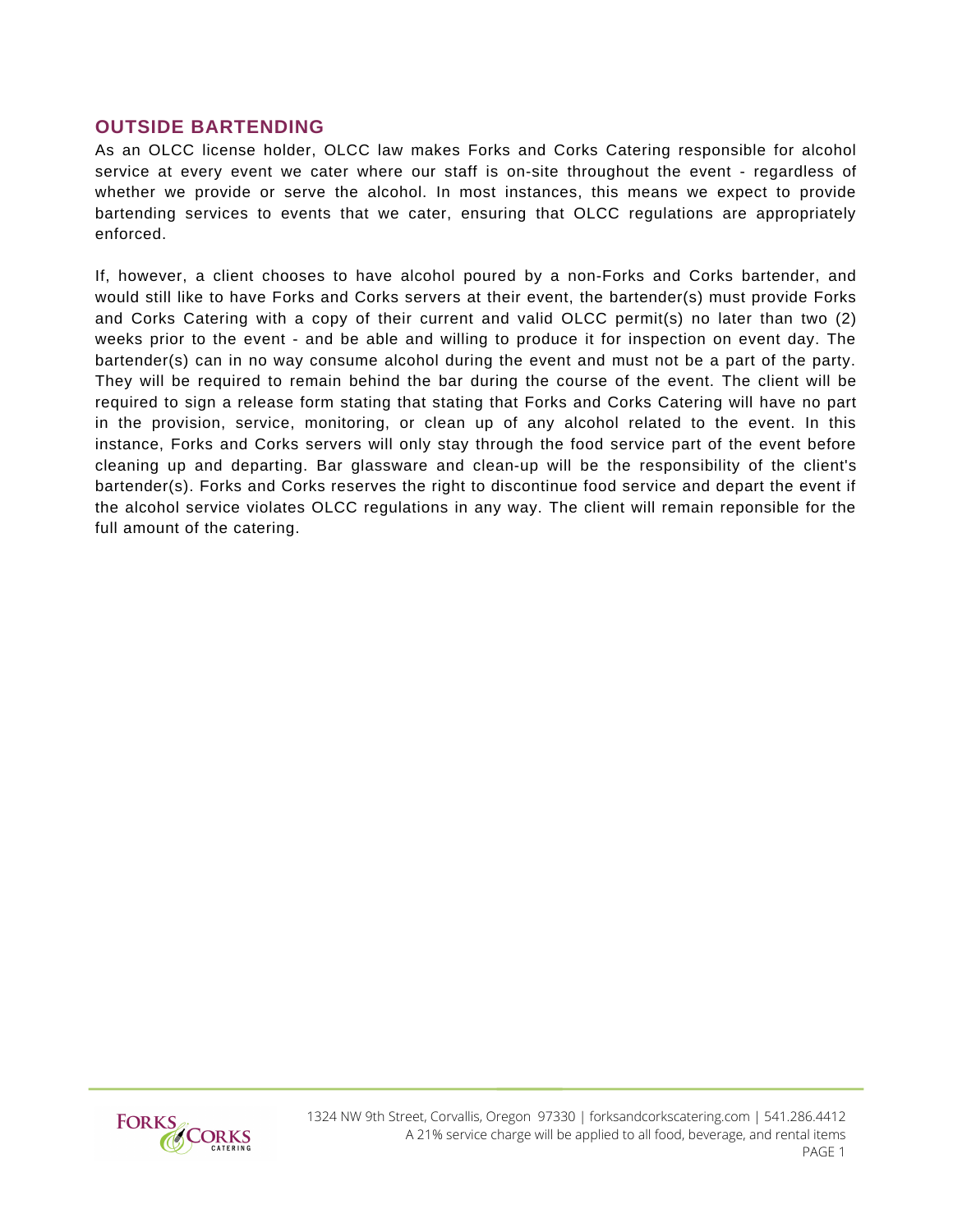## OUTSIDE BARTENDING

As an OLCC license holder, OLCC law makes Forks and Corks Catering responsible for alcohol service at every event we cater where our staff is on-site throughout the event - regardless of whether we provide or serve the alcohol. In most instances, this means we expect to provide bartending services to events that we cater, ensuring that OLCC regulations are appropriately enforced.

If, however, a client chooses to have alcohol poured by a non-Forks and Corks bartender, and would still like to have Forks and Corks servers at their event, the bartender(s) must provide Forks and Corks Catering with a copy of their current and valid OLCC permit(s) no later than two (2) weeks prior to the event - and be able and willing to produce it for inspection on event day. The bartender(s) can in no way consume alcohol during the event and must not be a part of the party. They will be required to remain behind the bar during the course of the event. The client will be required to sign a release form stating that stating that Forks and Corks Catering will have no part in the provision, service, monitoring, or clean up of any alcohol related to the event. In this instance, Forks and Corks servers will only stay through the food service part of the event before cleaning up and departing. Bar glassware and clean-up will be the responsibility of the client's bartender(s). Forks and Corks reserves the right to discontinue food service and depart the event if the alcohol service violates OLCC regulations in any way. The client will remain reponsible for the full amount of the catering.